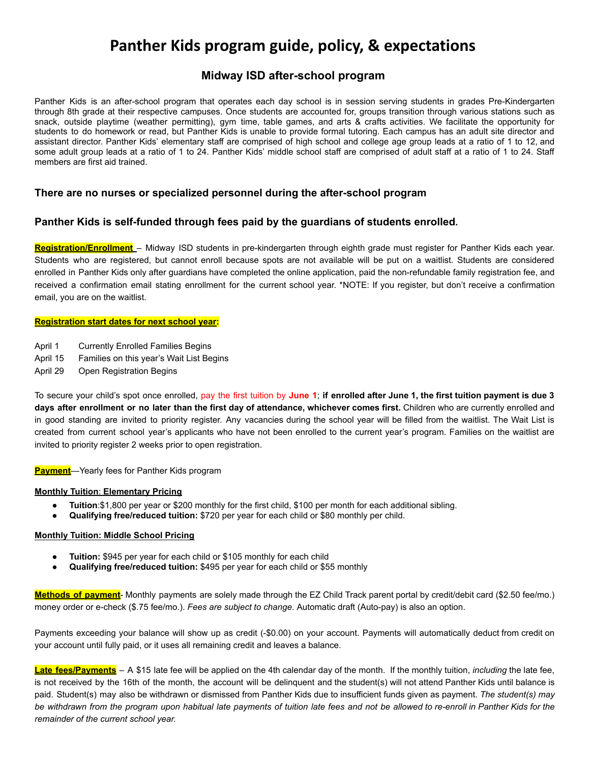# Panther Kids program guide, policy, & expectations

## Midway ISD after-school program

Panther Kids is an after-school program that operates each day school is in session serving students in grades Pre-Kindergarten through 8th grade at their respective campuses. Once students are accounted for, groups transition through various stations such as snack, outside playtime (weather permitting), gym time, table games, and arts & crafts activities. We facilitate the opportunity for students to do homework or read, but Panther Kids is unable to provide formal tutoring. Each campus has an adult site director and assistant director. Panther Kids' elementary staff are comprised of high school and college age group leads at a ratio of 1 to 12, and some adult group leads at a ratio of 1 to 24. Panther Kids' middle school staff are comprised of adult staff at a ratio of 1 to 24. Staff members are first aid trained.

### There are no nurses or specialized personnel during the after-school program

### Panther Kids is self-funded through fees paid by the guardians of students enrolled.

**Registration/Enrollment** – Midway ISD students in pre-kindergarten through eighth grade must register for Panther Kids each year. Students who are registered, but cannot enroll because spots are not available will be put on a waitlist. Students are considered enrolled in Panther Kids only after guardians have completed the online application, paid the non-refundable family registration fee, and received a confirmation email stating enrollment for the current school year. *NOTE: If you register, but don't receive a confirmation email, you are on the waitlist.

**Registration start dates for next school year:**

April 1 Currently Enrolled Families Begins
April 15 Families on this year's Wait List Begins
April 29 Open Registration Begins

To secure your child's spot once enrolled, pay the first tuition by **June 1**; **if enrolled after June 1, the first tuition payment is due 3 days after enrollment or no later than the first day of attendance, whichever comes first.** Children who are currently enrolled and in good standing are invited to priority register. Any vacancies during the school year will be filled from the waitlist. The Wait List is created from current school year's applicants who have not been enrolled to the current year's program. Families on the waitlist are invited to priority register 2 weeks prior to open registration.

**Payment**—Yearly fees for Panther Kids program

**Monthly Tuition: Elementary Pricing**

- **Tuition**:$1,800 per year or $200 monthly for the first child, $100 per month for each additional sibling.
- **Qualifying free/reduced tuition:** $720 per year for each child or $80 monthly per child.

**Monthly Tuition: Middle School Pricing**

- **Tuition:** $945 per year for each child or $105 monthly for each child
- **Qualifying free/reduced tuition:** $495 per year for each child or $55 monthly

**Methods of payment**- Monthly payments are solely made through the EZ Child Track parent portal by credit/debit card ($2.50 fee/mo.) money order or e-check ($.75 fee/mo.). *Fees are subject to change.* Automatic draft (Auto-pay) is also an option.

Payments exceeding your balance will show up as credit (-$0.00) on your account. Payments will automatically deduct from credit on your account until fully paid, or it uses all remaining credit and leaves a balance.

**Late fees/Payments** – A $15 late fee will be applied on the 4th calendar day of the month. If the monthly tuition, *including* the late fee, is not received by the 16th of the month, the account will be delinquent and the student(s) will not attend Panther Kids until balance is paid. Student(s) may also be withdrawn or dismissed from Panther Kids due to insufficient funds given as payment. *The student(s) may be withdrawn from the program upon habitual late payments of tuition late fees and not be allowed to re-enroll in Panther Kids for the remainder of the current school year.*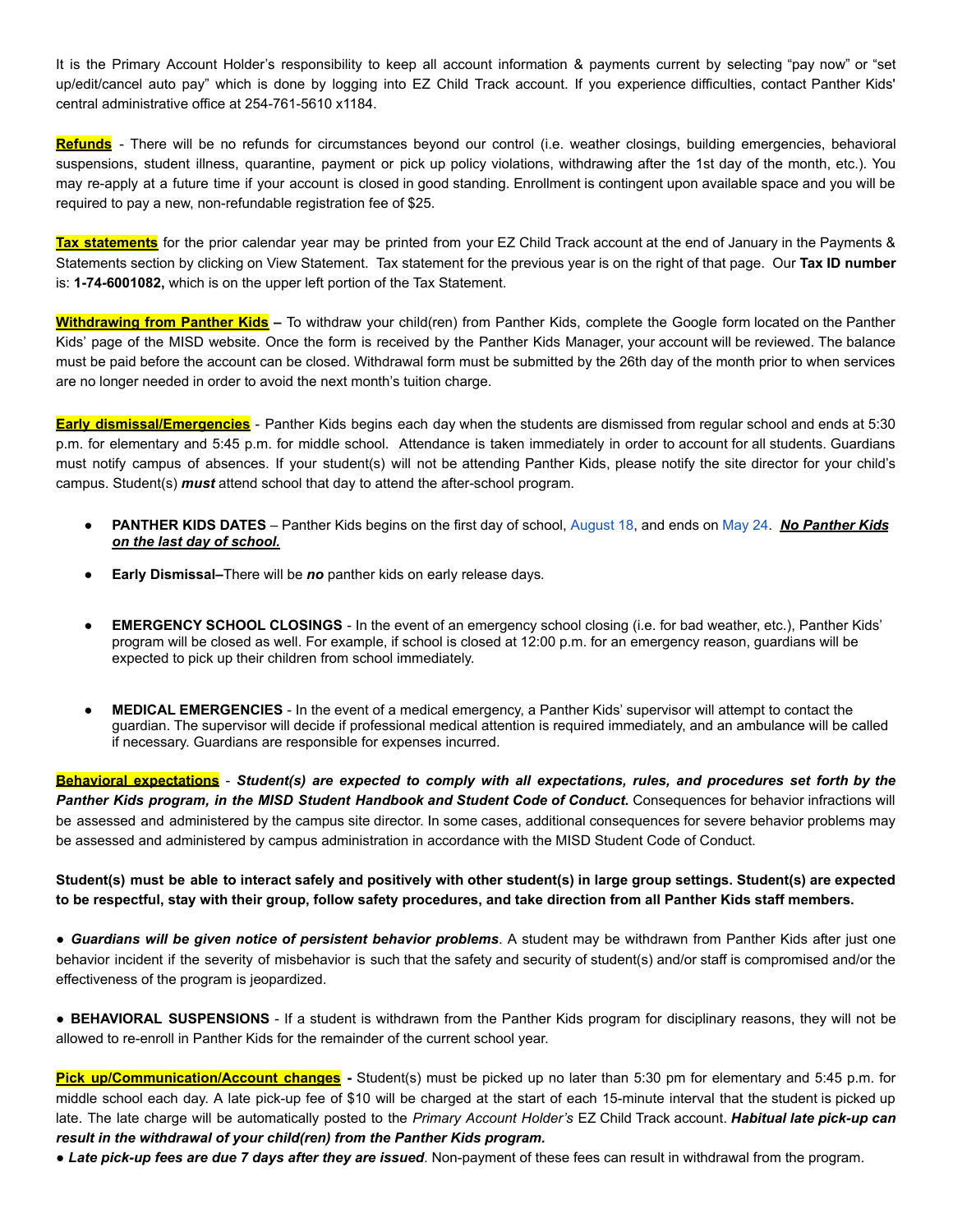It is the Primary Account Holder's responsibility to keep all account information & payments current by selecting "pay now" or "set up/edit/cancel auto pay" which is done by logging into EZ Child Track account. If you experience difficulties, contact Panther Kids' central administrative office at 254-761-5610 x1184.

**Refunds** - There will be no refunds for circumstances beyond our control (i.e. weather closings, building emergencies, behavioral suspensions, student illness, quarantine, payment or pick up policy violations, withdrawing after the 1st day of the month, etc.). You may re-apply at a future time if your account is closed in good standing. Enrollment is contingent upon available space and you will be required to pay a new, non-refundable registration fee of $25.

**Tax statements** for the prior calendar year may be printed from your EZ Child Track account at the end of January in the Payments & Statements section by clicking on View Statement. Tax statement for the previous year is on the right of that page. Our **Tax ID number** is: **1-74-6001082,** which is on the upper left portion of the Tax Statement.

**Withdrawing from Panther Kids** – To withdraw your child(ren) from Panther Kids, complete the Google form located on the Panther Kids' page of the MISD website. Once the form is received by the Panther Kids Manager, your account will be reviewed. The balance must be paid before the account can be closed. Withdrawal form must be submitted by the 26th day of the month prior to when services are no longer needed in order to avoid the next month's tuition charge.

**Early dismissal/Emergencies** - Panther Kids begins each day when the students are dismissed from regular school and ends at 5:30 p.m. for elementary and 5:45 p.m. for middle school. Attendance is taken immediately in order to account for all students. Guardians must notify campus of absences. If your student(s) will not be attending Panther Kids, please notify the site director for your child's campus. Student(s) ***must*** attend school that day to attend the after-school program.

- **PANTHER KIDS DATES** – Panther Kids begins on the first day of school, August 18, and ends on May 24. ***No Panther Kids on the last day of school.***
- **Early Dismissal–**There will be ***no*** panther kids on early release days.
- **EMERGENCY SCHOOL CLOSINGS** - In the event of an emergency school closing (i.e. for bad weather, etc.), Panther Kids' program will be closed as well. For example, if school is closed at 12:00 p.m. for an emergency reason, guardians will be expected to pick up their children from school immediately.
- **MEDICAL EMERGENCIES** - In the event of a medical emergency, a Panther Kids' supervisor will attempt to contact the guardian. The supervisor will decide if professional medical attention is required immediately, and an ambulance will be called if necessary. Guardians are responsible for expenses incurred.

**Behavioral expectations** - ***Student(s) are expected to comply with all expectations, rules, and procedures set forth by the Panther Kids program, in the MISD Student Handbook and Student Code of Conduct.*** Consequences for behavior infractions will be assessed and administered by the campus site director. In some cases, additional consequences for severe behavior problems may be assessed and administered by campus administration in accordance with the MISD Student Code of Conduct.

**Student(s) must be able to interact safely and positively with other student(s) in large group settings. Student(s) are expected to be respectful, stay with their group, follow safety procedures, and take direction from all Panther Kids staff members.**

● ***Guardians will be given notice of persistent behavior problems***. A student may be withdrawn from Panther Kids after just one behavior incident if the severity of misbehavior is such that the safety and security of student(s) and/or staff is compromised and/or the effectiveness of the program is jeopardized.

● **BEHAVIORAL SUSPENSIONS** - If a student is withdrawn from the Panther Kids program for disciplinary reasons, they will not be allowed to re-enroll in Panther Kids for the remainder of the current school year.

**Pick up/Communication/Account changes -** Student(s) must be picked up no later than 5:30 pm for elementary and 5:45 p.m. for middle school each day. A late pick-up fee of $10 will be charged at the start of each 15-minute interval that the student is picked up late. The late charge will be automatically posted to the *Primary Account Holder's* EZ Child Track account. ***Habitual late pick-up can result in the withdrawal of your child(ren) from the Panther Kids program.***

● ***Late pick-up fees are due 7 days after they are issued***. Non-payment of these fees can result in withdrawal from the program.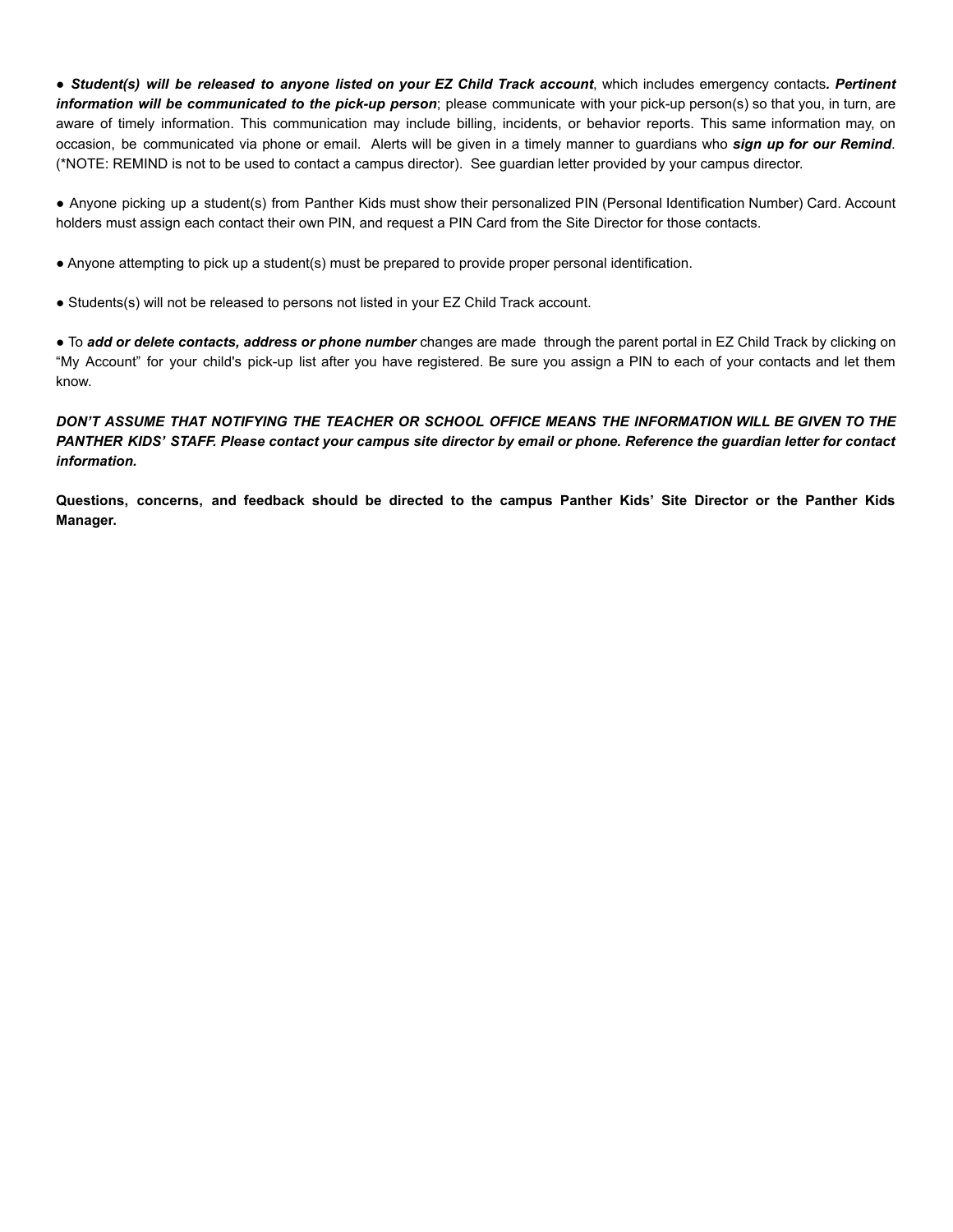- ***Student(s) will be released to anyone listed on your EZ Child Track account***, which includes emergency contacts***. Pertinent information will be communicated to the pick-up person***; please communicate with your pick-up person(s) so that you, in turn, are aware of timely information. This communication may include billing, incidents, or behavior reports. This same information may, on occasion, be communicated via phone or email. Alerts will be given in a timely manner to guardians who ***sign up for our Remind***. (*NOTE: REMIND is not to be used to contact a campus director). See guardian letter provided by your campus director.

- Anyone picking up a student(s) from Panther Kids must show their personalized PIN (Personal Identification Number) Card. Account holders must assign each contact their own PIN, and request a PIN Card from the Site Director for those contacts.

- Anyone attempting to pick up a student(s) must be prepared to provide proper personal identification.

- Students(s) will not be released to persons not listed in your EZ Child Track account.

- To ***add or delete contacts, address or phone number*** changes are made through the parent portal in EZ Child Track by clicking on "My Account" for your child's pick-up list after you have registered. Be sure you assign a PIN to each of your contacts and let them know.

***DON'T ASSUME THAT NOTIFYING THE TEACHER OR SCHOOL OFFICE MEANS THE INFORMATION WILL BE GIVEN TO THE PANTHER KIDS' STAFF. Please contact your campus site director by email or phone. Reference the guardian letter for contact information.***

**Questions, concerns, and feedback should be directed to the campus Panther Kids' Site Director or the Panther Kids Manager.**